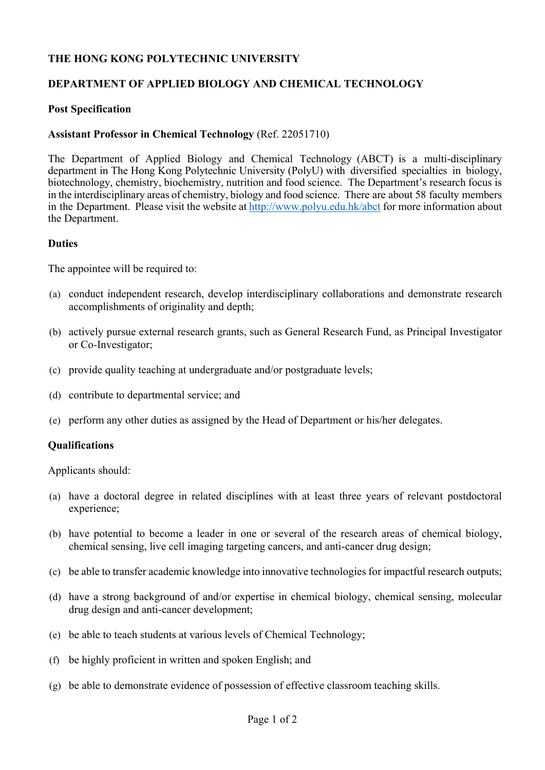# THE HONG KONG POLYTECHNIC UNIVERSITY

## DEPARTMENT OF APPLIED BIOLOGY AND CHEMICAL TECHNOLOGY

### Post Specification

**Assistant Professor in Chemical Technology** (Ref. 22051710)

The Department of Applied Biology and Chemical Technology (ABCT) is a multi-disciplinary department in The Hong Kong Polytechnic University (PolyU) with diversified specialties in biology, biotechnology, chemistry, biochemistry, nutrition and food science. The Department's research focus is in the interdisciplinary areas of chemistry, biology and food science. There are about 58 faculty members in the Department. Please visit the website at [http://www.polyu.edu.hk/abct](http://www.polyu.edu.hk/abct) for more information about the Department.

### Duties

The appointee will be required to:

(a) conduct independent research, develop interdisciplinary collaborations and demonstrate research accomplishments of originality and depth;

(b) actively pursue external research grants, such as General Research Fund, as Principal Investigator or Co-Investigator;

(c) provide quality teaching at undergraduate and/or postgraduate levels;

(d) contribute to departmental service; and

(e) perform any other duties as assigned by the Head of Department or his/her delegates.

### Qualifications

Applicants should:

(a) have a doctoral degree in related disciplines with at least three years of relevant postdoctoral experience;

(b) have potential to become a leader in one or several of the research areas of chemical biology, chemical sensing, live cell imaging targeting cancers, and anti-cancer drug design;

(c) be able to transfer academic knowledge into innovative technologies for impactful research outputs;

(d) have a strong background of and/or expertise in chemical biology, chemical sensing, molecular drug design and anti-cancer development;

(e) be able to teach students at various levels of Chemical Technology;

(f) be highly proficient in written and spoken English; and

(g) be able to demonstrate evidence of possession of effective classroom teaching skills.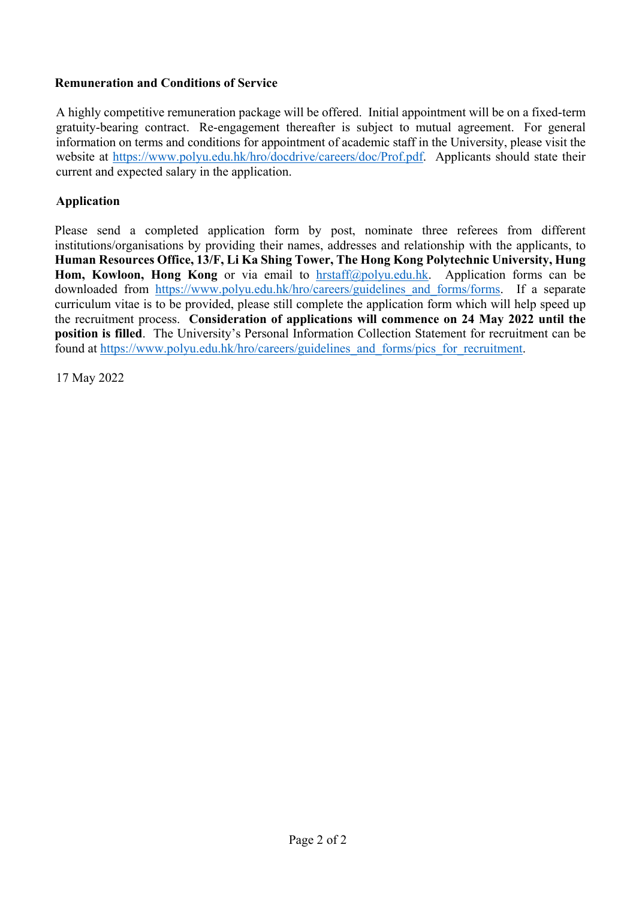**Remuneration and Conditions of Service**

A highly competitive remuneration package will be offered. Initial appointment will be on a fixed-term gratuity-bearing contract. Re-engagement thereafter is subject to mutual agreement. For general information on terms and conditions for appointment of academic staff in the University, please visit the website at https://www.polyu.edu.hk/hro/docdrive/careers/doc/Prof.pdf. Applicants should state their current and expected salary in the application.

**Application**

Please send a completed application form by post, nominate three referees from different institutions/organisations by providing their names, addresses and relationship with the applicants, to **Human Resources Office, 13/F, Li Ka Shing Tower, The Hong Kong Polytechnic University, Hung Hom, Kowloon, Hong Kong** or via email to hrstaff@polyu.edu.hk. Application forms can be downloaded from https://www.polyu.edu.hk/hro/careers/guidelines_and_forms/forms. If a separate curriculum vitae is to be provided, please still complete the application form which will help speed up the recruitment process. **Consideration of applications will commence on 24 May 2022 until the position is filled**. The University's Personal Information Collection Statement for recruitment can be found at https://www.polyu.edu.hk/hro/careers/guidelines_and_forms/pics_for_recruitment.

17 May 2022